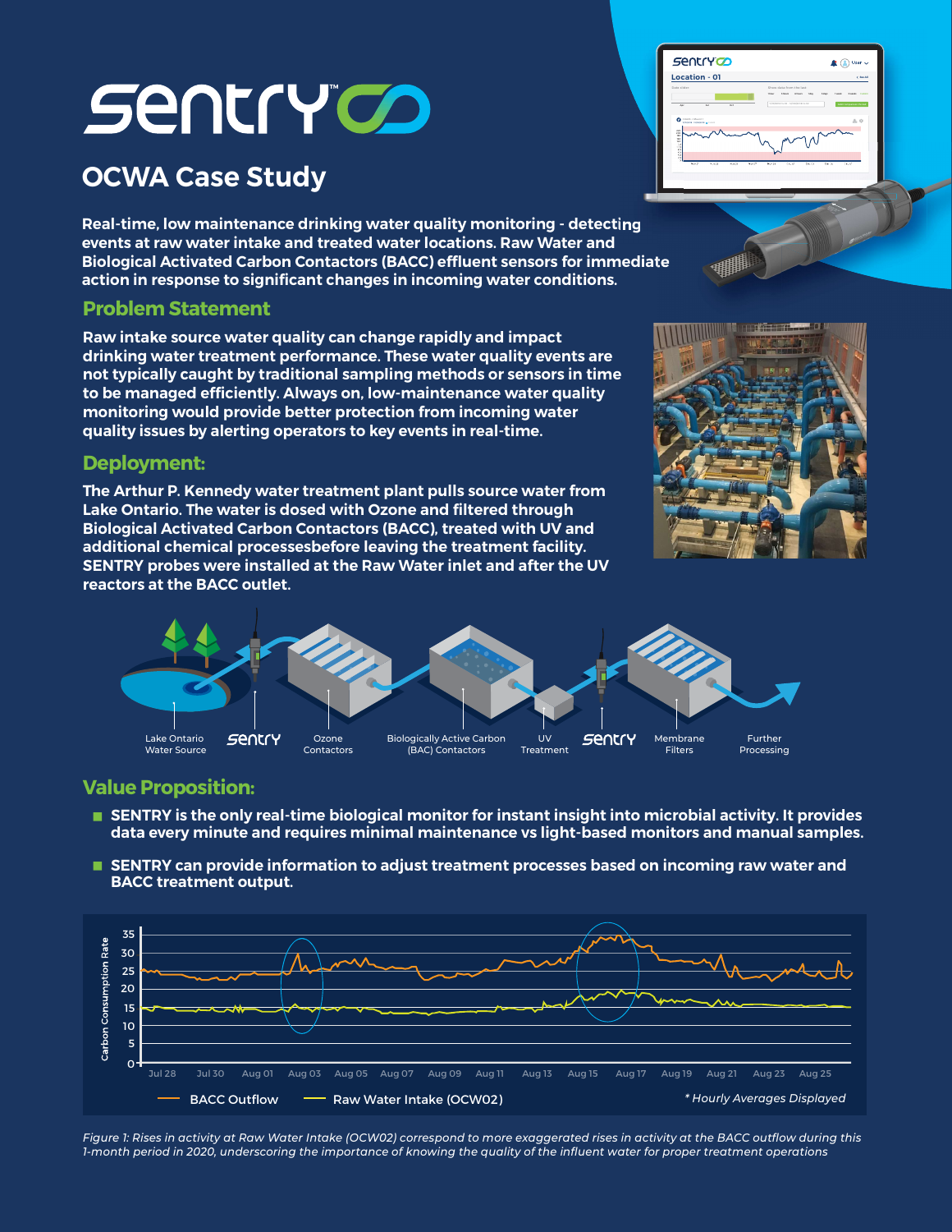# SENTRY

## OCWA Case Study

**Real-time, low maintenance drinking water quality monitoring - detecting events at raw water intake and treated water locations. Raw Water and Biological Activated Carbon Contactors (BACC) effluent sensors for immediate action in response to significant changes in incoming water conditions.**

### Problem Statement

**Raw intake source water quality can change rapidly and impact drinking water treatment performance. These water quality events are not typically caught by traditional sampling methods or sensors in time to be managed efficiently. Always on, low-maintenance water quality monitoring would provide better protection from incoming water quality issues by alerting operators to key events in real-time.**

### Deployment:

**The Arthur P. Kennedy water treatment plant pulls source water from Lake Ontario. The water is dosed with Ozone and filtered through Biological Activated Carbon Contactors (BACC), treated with UV and additional chemical processesbefore leaving the treatment facility. SENTRY probes were installed at the Raw Water inlet and after the UV reactors at the BACC outlet.**

Lake Ontario Water Source → SENTRY → Ozone Contactors → Biologically Active Carbon (BAC) Contactors → UV Treatment → SENTRY → Membrane Filters → Further Processing

### Value Proposition:

- **SENTRY is the only real-time biological monitor for instant insight into microbial activity. It provides data every minute and requires minimal maintenance vs light-based monitors and manual samples.**
- **SENTRY can provide information to adjust treatment processes based on incoming raw water and BACC treatment output.**

Carbon Consumption Rate — BACC Outflow; Raw Water Intake (OCW02) — *Hourly Averages Displayed

*Figure 1: Rises in activity at Raw Water Intake (OCW02) correspond to more exaggerated rises in activity at the BACC outflow during this 1-month period in 2020, underscoring the importance of knowing the quality of the influent water for proper treatment operations*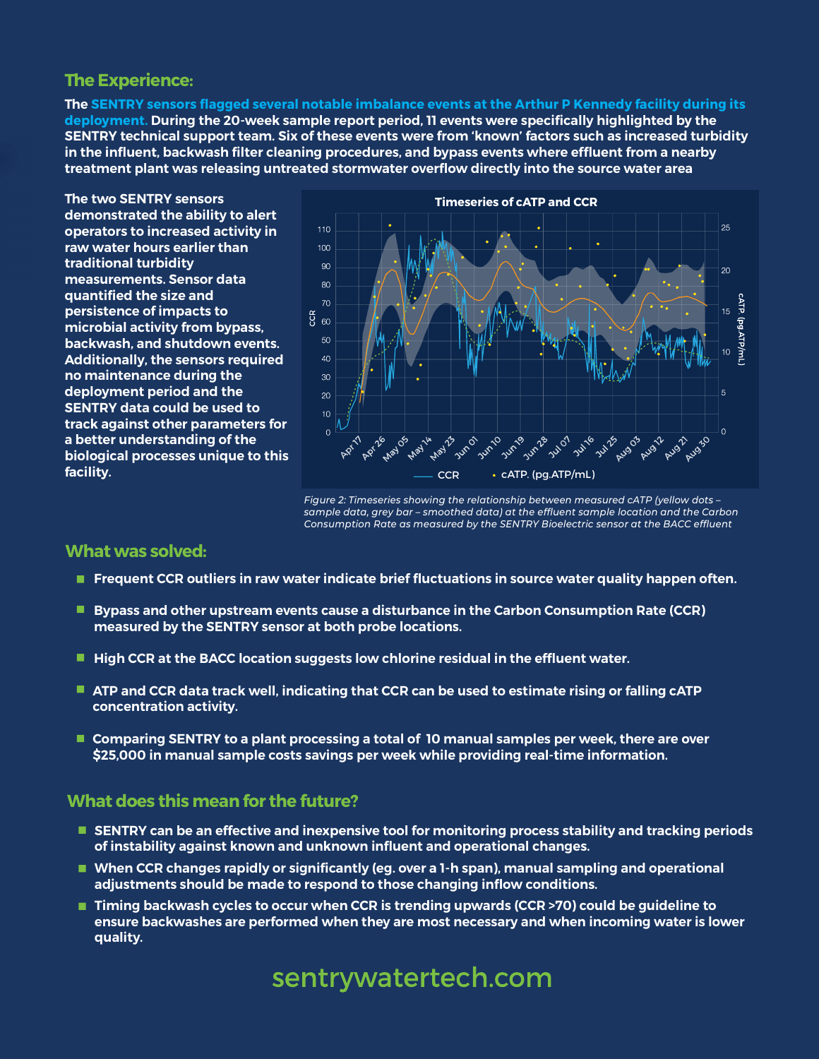## The Experience:

**The SENTRY sensors flagged several notable imbalance events at the Arthur P Kennedy facility during its deployment. During the 20-week sample report period, 11 events were specifically highlighted by the SENTRY technical support team. Six of these events were from 'known' factors such as increased turbidity in the influent, backwash filter cleaning procedures, and bypass events where effluent from a nearby treatment plant was releasing untreated stormwater overflow directly into the source water area**

**The two SENTRY sensors demonstrated the ability to alert operators to increased activity in raw water hours earlier than traditional turbidity measurements. Sensor data quantified the size and persistence of impacts to microbial activity from bypass, backwash, and shutdown events. Additionally, the sensors required no maintenance during the deployment period and the SENTRY data could be used to track against other parameters for a better understanding of the biological processes unique to this facility.**

Timeseries of cATP and CCR

CCR

0 10 20 30 40 50 60 70 80 90 100 110

cATP (pg.ATP/mL)

0 5 10 15 20 25

Apr 17, Apr 26, May 05, May 14, May 23, Jun 01, Jun 10, Jun 19, Jun 28, Jul 07, Jul 16, Jul 25, Aug 03, Aug 12, Aug 21, Aug 30

CCR • cATP. (pg.ATP/mL)

*Figure 2: Timeseries showing the relationship between measured cATP (yellow dots – sample data, grey bar – smoothed data) at the effluent sample location and the Carbon Consumption Rate as measured by the SENTRY Bioelectric sensor at the BACC effluent*

## What was solved:

- **Frequent CCR outliers in raw water indicate brief fluctuations in source water quality happen often.**
- **Bypass and other upstream events cause a disturbance in the Carbon Consumption Rate (CCR) measured by the SENTRY sensor at both probe locations.**
- **High CCR at the BACC location suggests low chlorine residual in the effluent water.**
- **ATP and CCR data track well, indicating that CCR can be used to estimate rising or falling cATP concentration activity.**
- **Comparing SENTRY to a plant processing a total of 10 manual samples per week, there are over $25,000 in manual sample costs savings per week while providing real-time information.**

## What does this mean for the future?

- **SENTRY can be an effective and inexpensive tool for monitoring process stability and tracking periods of instability against known and unknown influent and operational changes.**
- **When CCR changes rapidly or significantly (eg. over a 1-h span), manual sampling and operational adjustments should be made to respond to those changing inflow conditions.**
- **Timing backwash cycles to occur when CCR is trending upwards (CCR >70) could be guideline to ensure backwashes are performed when they are most necessary and when incoming water is lower quality.**

sentrywatertech.com